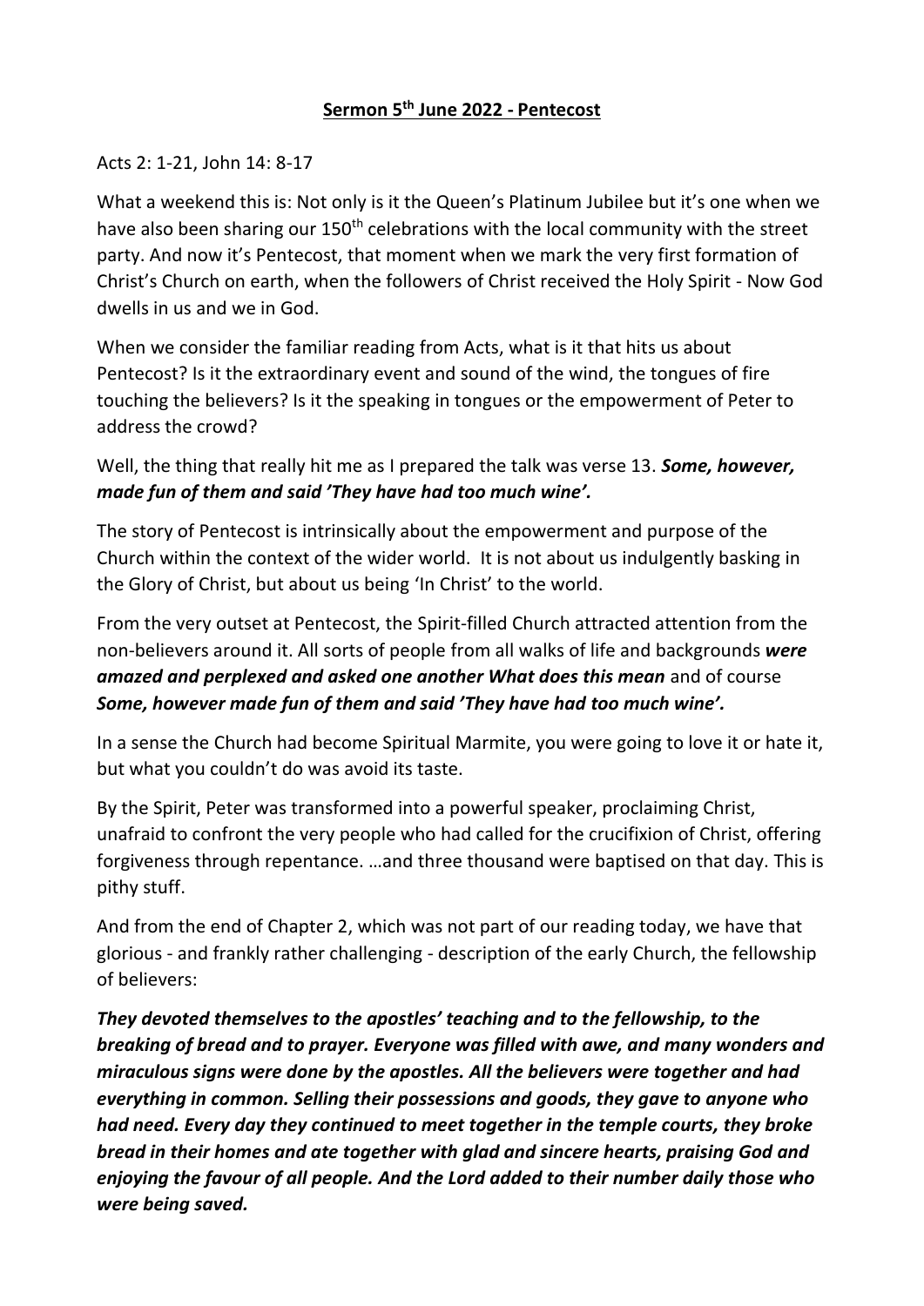# **Sermon 5th June 2022 - Pentecost**

Acts 2: 1-21, John 14: 8-17

What a weekend this is: Not only is it the Queen's Platinum Jubilee but it's one when we have also been sharing our 150th celebrations with the local community with the street party. And now it's Pentecost, that moment when we mark the very first formation of Christ's Church on earth, when the followers of Christ received the Holy Spirit - Now God dwells in us and we in God.

When we consider the familiar reading from Acts, what is it that hits us about Pentecost? Is it the extraordinary event and sound of the wind, the tongues of fire touching the believers? Is it the speaking in tongues or the empowerment of Peter to address the crowd?

Well, the thing that really hit me as I prepared the talk was verse 13. ***Some, however, made fun of them and said 'They have had too much wine'.***

The story of Pentecost is intrinsically about the empowerment and purpose of the Church within the context of the wider world. It is not about us indulgently basking in the Glory of Christ, but about us being 'In Christ' to the world.

From the very outset at Pentecost, the Spirit-filled Church attracted attention from the non-believers around it. All sorts of people from all walks of life and backgrounds ***were amazed and perplexed and asked one another What does this mean*** and of course ***Some, however made fun of them and said 'They have had too much wine'.***

In a sense the Church had become Spiritual Marmite, you were going to love it or hate it, but what you couldn't do was avoid its taste.

By the Spirit, Peter was transformed into a powerful speaker, proclaiming Christ, unafraid to confront the very people who had called for the crucifixion of Christ, offering forgiveness through repentance. …and three thousand were baptised on that day. This is pithy stuff.

And from the end of Chapter 2, which was not part of our reading today, we have that glorious - and frankly rather challenging - description of the early Church, the fellowship of believers:

***They devoted themselves to the apostles' teaching and to the fellowship, to the breaking of bread and to prayer. Everyone was filled with awe, and many wonders and miraculous signs were done by the apostles. All the believers were together and had everything in common. Selling their possessions and goods, they gave to anyone who had need. Every day they continued to meet together in the temple courts, they broke bread in their homes and ate together with glad and sincere hearts, praising God and enjoying the favour of all people. And the Lord added to their number daily those who were being saved.***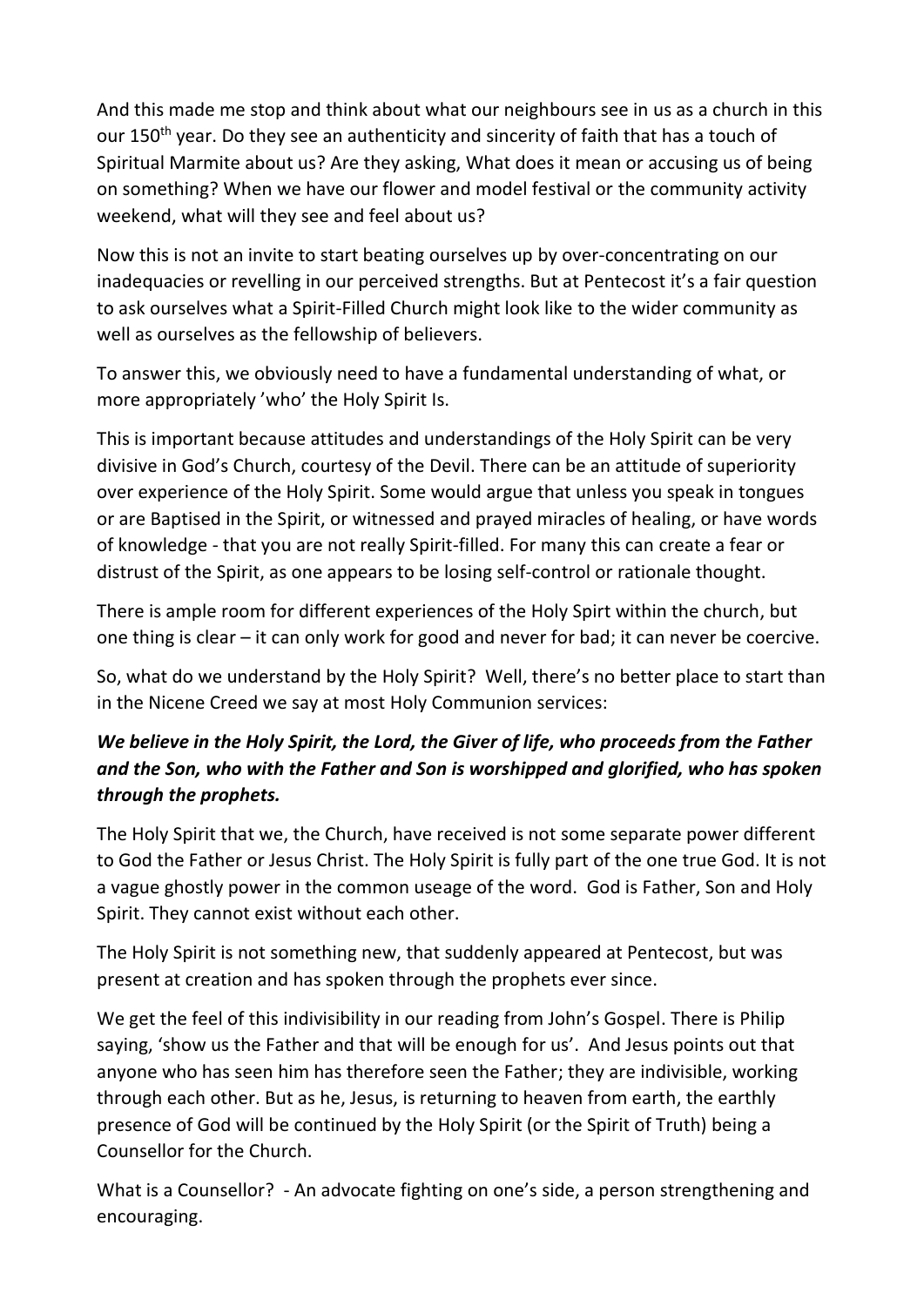And this made me stop and think about what our neighbours see in us as a church in this our 150th year. Do they see an authenticity and sincerity of faith that has a touch of Spiritual Marmite about us? Are they asking, What does it mean or accusing us of being on something? When we have our flower and model festival or the community activity weekend, what will they see and feel about us?

Now this is not an invite to start beating ourselves up by over-concentrating on our inadequacies or revelling in our perceived strengths. But at Pentecost it's a fair question to ask ourselves what a Spirit-Filled Church might look like to the wider community as well as ourselves as the fellowship of believers.

To answer this, we obviously need to have a fundamental understanding of what, or more appropriately 'who' the Holy Spirit Is.

This is important because attitudes and understandings of the Holy Spirit can be very divisive in God's Church, courtesy of the Devil. There can be an attitude of superiority over experience of the Holy Spirit. Some would argue that unless you speak in tongues or are Baptised in the Spirit, or witnessed and prayed miracles of healing, or have words of knowledge - that you are not really Spirit-filled. For many this can create a fear or distrust of the Spirit, as one appears to be losing self-control or rationale thought.

There is ample room for different experiences of the Holy Spirt within the church, but one thing is clear – it can only work for good and never for bad; it can never be coercive.

So, what do we understand by the Holy Spirit? Well, there's no better place to start than in the Nicene Creed we say at most Holy Communion services:

***We believe in the Holy Spirit, the Lord, the Giver of life, who proceeds from the Father and the Son, who with the Father and Son is worshipped and glorified, who has spoken through the prophets.***

The Holy Spirit that we, the Church, have received is not some separate power different to God the Father or Jesus Christ. The Holy Spirit is fully part of the one true God. It is not a vague ghostly power in the common useage of the word. God is Father, Son and Holy Spirit. They cannot exist without each other.

The Holy Spirit is not something new, that suddenly appeared at Pentecost, but was present at creation and has spoken through the prophets ever since.

We get the feel of this indivisibility in our reading from John's Gospel. There is Philip saying, 'show us the Father and that will be enough for us'. And Jesus points out that anyone who has seen him has therefore seen the Father; they are indivisible, working through each other. But as he, Jesus, is returning to heaven from earth, the earthly presence of God will be continued by the Holy Spirit (or the Spirit of Truth) being a Counsellor for the Church.

What is a Counsellor? - An advocate fighting on one's side, a person strengthening and encouraging.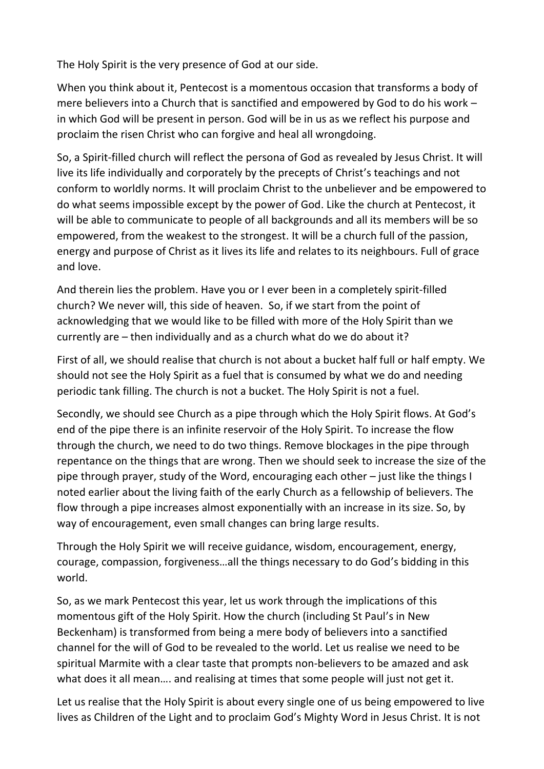The Holy Spirit is the very presence of God at our side.

When you think about it, Pentecost is a momentous occasion that transforms a body of mere believers into a Church that is sanctified and empowered by God to do his work – in which God will be present in person. God will be in us as we reflect his purpose and proclaim the risen Christ who can forgive and heal all wrongdoing.

So, a Spirit-filled church will reflect the persona of God as revealed by Jesus Christ. It will live its life individually and corporately by the precepts of Christ's teachings and not conform to worldly norms. It will proclaim Christ to the unbeliever and be empowered to do what seems impossible except by the power of God. Like the church at Pentecost, it will be able to communicate to people of all backgrounds and all its members will be so empowered, from the weakest to the strongest. It will be a church full of the passion, energy and purpose of Christ as it lives its life and relates to its neighbours. Full of grace and love.

And therein lies the problem. Have you or I ever been in a completely spirit-filled church? We never will, this side of heaven. So, if we start from the point of acknowledging that we would like to be filled with more of the Holy Spirit than we currently are – then individually and as a church what do we do about it?

First of all, we should realise that church is not about a bucket half full or half empty. We should not see the Holy Spirit as a fuel that is consumed by what we do and needing periodic tank filling. The church is not a bucket. The Holy Spirit is not a fuel.

Secondly, we should see Church as a pipe through which the Holy Spirit flows. At God's end of the pipe there is an infinite reservoir of the Holy Spirit. To increase the flow through the church, we need to do two things. Remove blockages in the pipe through repentance on the things that are wrong. Then we should seek to increase the size of the pipe through prayer, study of the Word, encouraging each other – just like the things I noted earlier about the living faith of the early Church as a fellowship of believers. The flow through a pipe increases almost exponentially with an increase in its size. So, by way of encouragement, even small changes can bring large results.

Through the Holy Spirit we will receive guidance, wisdom, encouragement, energy, courage, compassion, forgiveness…all the things necessary to do God's bidding in this world.

So, as we mark Pentecost this year, let us work through the implications of this momentous gift of the Holy Spirit. How the church (including St Paul's in New Beckenham) is transformed from being a mere body of believers into a sanctified channel for the will of God to be revealed to the world. Let us realise we need to be spiritual Marmite with a clear taste that prompts non-believers to be amazed and ask what does it all mean…. and realising at times that some people will just not get it.

Let us realise that the Holy Spirit is about every single one of us being empowered to live lives as Children of the Light and to proclaim God's Mighty Word in Jesus Christ. It is not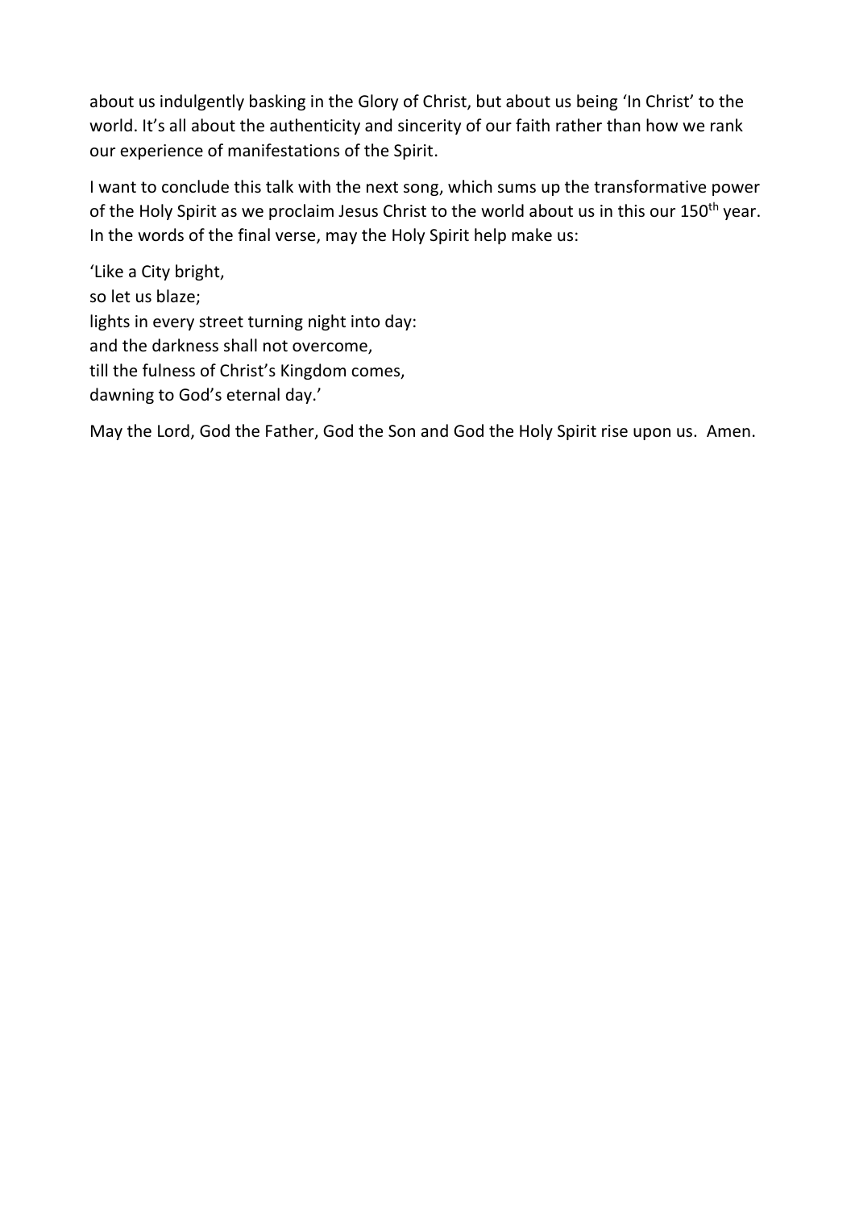about us indulgently basking in the Glory of Christ, but about us being 'In Christ' to the world. It's all about the authenticity and sincerity of our faith rather than how we rank our experience of manifestations of the Spirit.

I want to conclude this talk with the next song, which sums up the transformative power of the Holy Spirit as we proclaim Jesus Christ to the world about us in this our 150th year. In the words of the final verse, may the Holy Spirit help make us:

'Like a City bright,  
so let us blaze;  
lights in every street turning night into day:  
and the darkness shall not overcome,  
till the fulness of Christ's Kingdom comes,  
dawning to God's eternal day.'

May the Lord, God the Father, God the Son and God the Holy Spirit rise upon us. Amen.